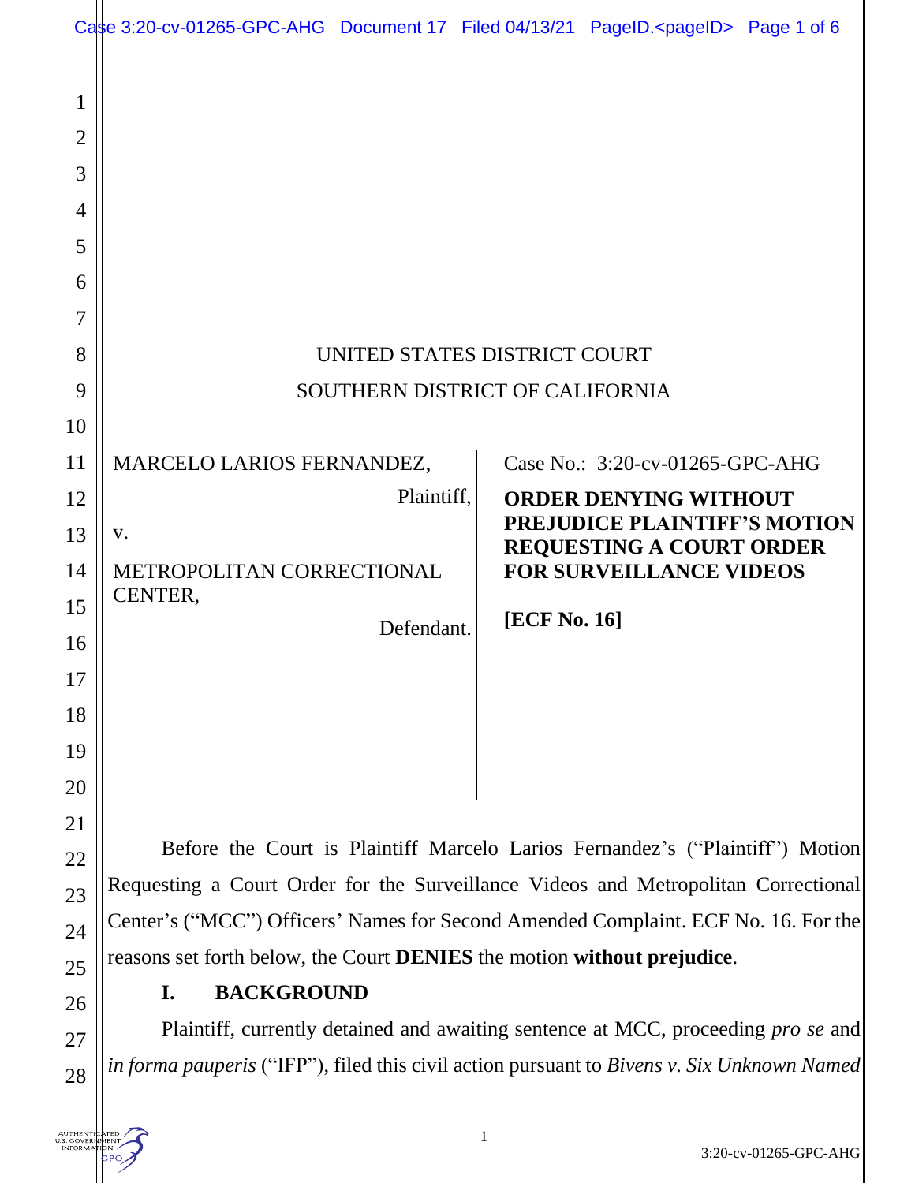UNITED STATES DISTRICT COURT

SOUTHERN DISTRICT OF CALIFORNIA

MARCELO LARIOS FERNANDEZ,

Plaintiff,

v.

METROPOLITAN CORRECTIONAL CENTER,

Defendant.

Case No.: 3:20-cv-01265-GPC-AHG

**ORDER DENYING WITHOUT PREJUDICE PLAINTIFF'S MOTION REQUESTING A COURT ORDER FOR SURVEILLANCE VIDEOS**

**[ECF No. 16]**

Before the Court is Plaintiff Marcelo Larios Fernandez's ("Plaintiff") Motion Requesting a Court Order for the Surveillance Videos and Metropolitan Correctional Center's ("MCC") Officers' Names for Second Amended Complaint. ECF No. 16. For the reasons set forth below, the Court **DENIES** the motion **without prejudice**.

## I. BACKGROUND

Plaintiff, currently detained and awaiting sentence at MCC, proceeding *pro se* and *in forma pauperis* ("IFP"), filed this civil action pursuant to *Bivens v. Six Unknown Named*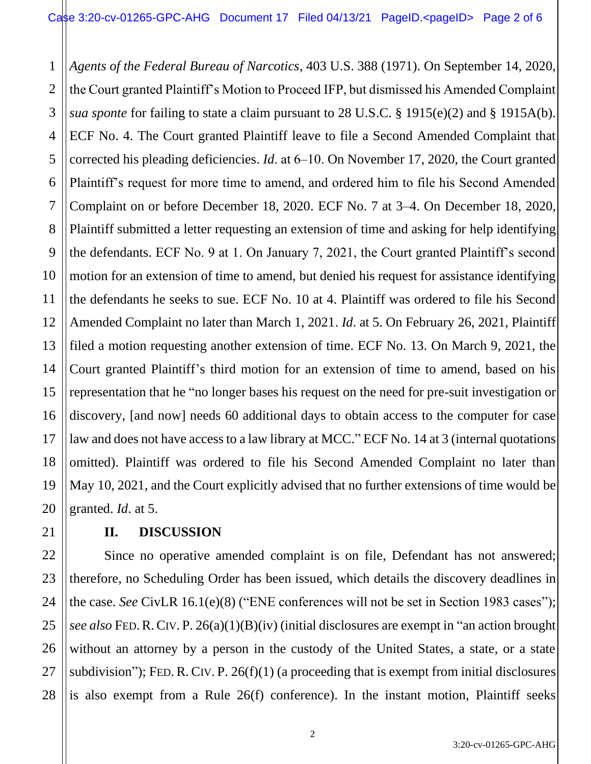*Agents of the Federal Bureau of Narcotics*, 403 U.S. 388 (1971). On September 14, 2020, the Court granted Plaintiff's Motion to Proceed IFP, but dismissed his Amended Complaint *sua sponte* for failing to state a claim pursuant to 28 U.S.C. § 1915(e)(2) and § 1915A(b). ECF No. 4. The Court granted Plaintiff leave to file a Second Amended Complaint that corrected his pleading deficiencies. *Id*. at 6–10. On November 17, 2020, the Court granted Plaintiff's request for more time to amend, and ordered him to file his Second Amended Complaint on or before December 18, 2020. ECF No. 7 at 3–4. On December 18, 2020, Plaintiff submitted a letter requesting an extension of time and asking for help identifying the defendants. ECF No. 9 at 1. On January 7, 2021, the Court granted Plaintiff's second motion for an extension of time to amend, but denied his request for assistance identifying the defendants he seeks to sue. ECF No. 10 at 4. Plaintiff was ordered to file his Second Amended Complaint no later than March 1, 2021. *Id*. at 5. On February 26, 2021, Plaintiff filed a motion requesting another extension of time. ECF No. 13. On March 9, 2021, the Court granted Plaintiff's third motion for an extension of time to amend, based on his representation that he "no longer bases his request on the need for pre-suit investigation or discovery, [and now] needs 60 additional days to obtain access to the computer for case law and does not have access to a law library at MCC." ECF No. 14 at 3 (internal quotations omitted). Plaintiff was ordered to file his Second Amended Complaint no later than May 10, 2021, and the Court explicitly advised that no further extensions of time would be granted. *Id*. at 5.

## II. DISCUSSION

Since no operative amended complaint is on file, Defendant has not answered; therefore, no Scheduling Order has been issued, which details the discovery deadlines in the case. *See* CivLR 16.1(e)(8) ("ENE conferences will not be set in Section 1983 cases"); *see also* FED. R. CIV. P. 26(a)(1)(B)(iv) (initial disclosures are exempt in "an action brought without an attorney by a person in the custody of the United States, a state, or a state subdivision"); FED. R. CIV. P. 26(f)(1) (a proceeding that is exempt from initial disclosures is also exempt from a Rule 26(f) conference). In the instant motion, Plaintiff seeks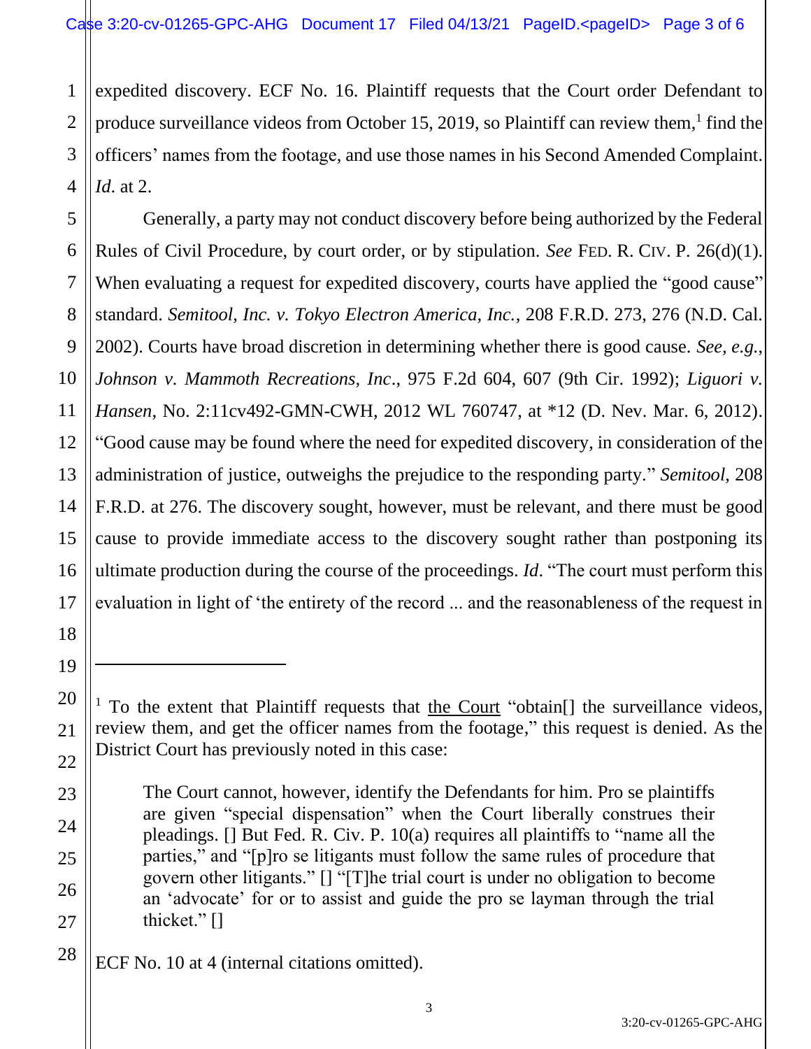expedited discovery. ECF No. 16. Plaintiff requests that the Court order Defendant to produce surveillance videos from October 15, 2019, so Plaintiff can review them,[1] find the officers' names from the footage, and use those names in his Second Amended Complaint. *Id*. at 2.

Generally, a party may not conduct discovery before being authorized by the Federal Rules of Civil Procedure, by court order, or by stipulation. *See* FED. R. CIV. P. 26(d)(1). When evaluating a request for expedited discovery, courts have applied the "good cause" standard. *Semitool, Inc. v. Tokyo Electron America, Inc.*, 208 F.R.D. 273, 276 (N.D. Cal. 2002). Courts have broad discretion in determining whether there is good cause. *See, e.g.*, *Johnson v. Mammoth Recreations, Inc*., 975 F.2d 604, 607 (9th Cir. 1992); *Liguori v. Hansen*, No. 2:11cv492-GMN-CWH, 2012 WL 760747, at *12 (D. Nev. Mar. 6, 2012). "Good cause may be found where the need for expedited discovery, in consideration of the administration of justice, outweighs the prejudice to the responding party." *Semitool*, 208 F.R.D. at 276. The discovery sought, however, must be relevant, and there must be good cause to provide immediate access to the discovery sought rather than postponing its ultimate production during the course of the proceedings. *Id*. "The court must perform this evaluation in light of 'the entirety of the record ... and the reasonableness of the request in

---

[1] To the extent that Plaintiff requests that <u>the Court</u> "obtain[] the surveillance videos, review them, and get the officer names from the footage," this request is denied. As the District Court has previously noted in this case:

> The Court cannot, however, identify the Defendants for him. Pro se plaintiffs are given "special dispensation" when the Court liberally construes their pleadings. [] But Fed. R. Civ. P. 10(a) requires all plaintiffs to "name all the parties," and "[p]ro se litigants must follow the same rules of procedure that govern other litigants." [] "[T]he trial court is under no obligation to become an 'advocate' for or to assist and guide the pro se layman through the trial thicket." []

ECF No. 10 at 4 (internal citations omitted).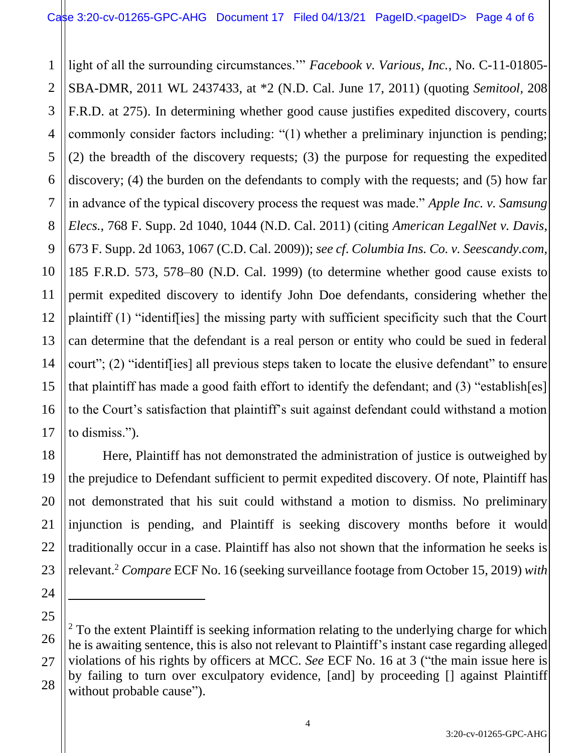light of all the surrounding circumstances.'" *Facebook v. Various, Inc.*, No. C-11-01805-SBA-DMR, 2011 WL 2437433, at *2 (N.D. Cal. June 17, 2011) (quoting *Semitool*, 208 F.R.D. at 275). In determining whether good cause justifies expedited discovery, courts commonly consider factors including: "(1) whether a preliminary injunction is pending; (2) the breadth of the discovery requests; (3) the purpose for requesting the expedited discovery; (4) the burden on the defendants to comply with the requests; and (5) how far in advance of the typical discovery process the request was made." *Apple Inc. v. Samsung Elecs.*, 768 F. Supp. 2d 1040, 1044 (N.D. Cal. 2011) (citing *American LegalNet v. Davis*, 673 F. Supp. 2d 1063, 1067 (C.D. Cal. 2009)); *see cf. Columbia Ins. Co. v. Seescandy.com*, 185 F.R.D. 573, 578–80 (N.D. Cal. 1999) (to determine whether good cause exists to permit expedited discovery to identify John Doe defendants, considering whether the plaintiff (1) "identif[ies] the missing party with sufficient specificity such that the Court can determine that the defendant is a real person or entity who could be sued in federal court"; (2) "identif[ies] all previous steps taken to locate the elusive defendant" to ensure that plaintiff has made a good faith effort to identify the defendant; and (3) "establish[es] to the Court's satisfaction that plaintiff's suit against defendant could withstand a motion to dismiss.").

Here, Plaintiff has not demonstrated the administration of justice is outweighed by the prejudice to Defendant sufficient to permit expedited discovery. Of note, Plaintiff has not demonstrated that his suit could withstand a motion to dismiss. No preliminary injunction is pending, and Plaintiff is seeking discovery months before it would traditionally occur in a case. Plaintiff has also not shown that the information he seeks is relevant.[2] *Compare* ECF No. 16 (seeking surveillance footage from October 15, 2019) *with*

---

[2] To the extent Plaintiff is seeking information relating to the underlying charge for which he is awaiting sentence, this is also not relevant to Plaintiff's instant case regarding alleged violations of his rights by officers at MCC. *See* ECF No. 16 at 3 ("the main issue here is by failing to turn over exculpatory evidence, [and] by proceeding [] against Plaintiff without probable cause").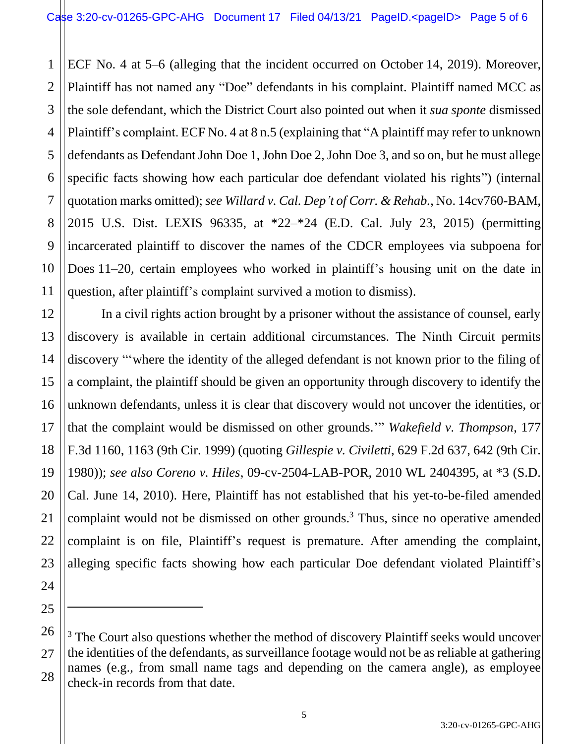ECF No. 4 at 5–6 (alleging that the incident occurred on October 14, 2019). Moreover, Plaintiff has not named any "Doe" defendants in his complaint. Plaintiff named MCC as the sole defendant, which the District Court also pointed out when it *sua sponte* dismissed Plaintiff's complaint. ECF No. 4 at 8 n.5 (explaining that "A plaintiff may refer to unknown defendants as Defendant John Doe 1, John Doe 2, John Doe 3, and so on, but he must allege specific facts showing how each particular doe defendant violated his rights") (internal quotation marks omitted); *see Willard v. Cal. Dep't of Corr. & Rehab.*, No. 14cv760-BAM, 2015 U.S. Dist. LEXIS 96335, at *22–*24 (E.D. Cal. July 23, 2015) (permitting incarcerated plaintiff to discover the names of the CDCR employees via subpoena for Does 11–20, certain employees who worked in plaintiff's housing unit on the date in question, after plaintiff's complaint survived a motion to dismiss).

In a civil rights action brought by a prisoner without the assistance of counsel, early discovery is available in certain additional circumstances. The Ninth Circuit permits discovery "'where the identity of the alleged defendant is not known prior to the filing of a complaint, the plaintiff should be given an opportunity through discovery to identify the unknown defendants, unless it is clear that discovery would not uncover the identities, or that the complaint would be dismissed on other grounds.'" *Wakefield v. Thompson*, 177 F.3d 1160, 1163 (9th Cir. 1999) (quoting *Gillespie v. Civiletti*, 629 F.2d 637, 642 (9th Cir. 1980)); *see also Coreno v. Hiles*, 09-cv-2504-LAB-POR, 2010 WL 2404395, at *3 (S.D. Cal. June 14, 2010). Here, Plaintiff has not established that his yet-to-be-filed amended complaint would not be dismissed on other grounds.[3] Thus, since no operative amended complaint is on file, Plaintiff's request is premature. After amending the complaint, alleging specific facts showing how each particular Doe defendant violated Plaintiff's

---

[3] The Court also questions whether the method of discovery Plaintiff seeks would uncover the identities of the defendants, as surveillance footage would not be as reliable at gathering names (e.g., from small name tags and depending on the camera angle), as employee check-in records from that date.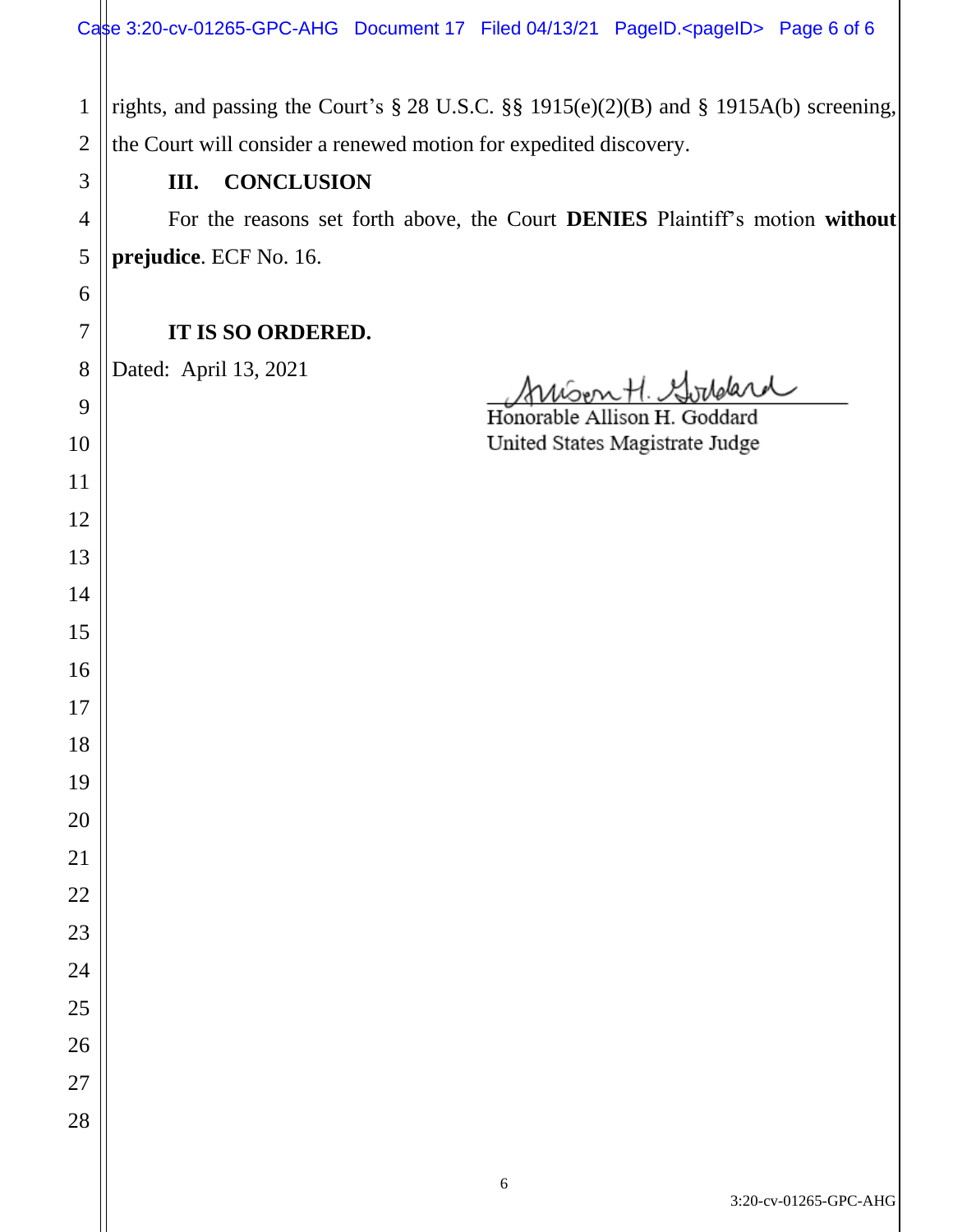rights, and passing the Court's § 28 U.S.C. §§ 1915(e)(2)(B) and § 1915A(b) screening, the Court will consider a renewed motion for expedited discovery.

## III. CONCLUSION

For the reasons set forth above, the Court **DENIES** Plaintiff's motion **without prejudice**. ECF No. 16.

**IT IS SO ORDERED.**

Dated: April 13, 2021

Honorable Allison H. Goddard
United States Magistrate Judge